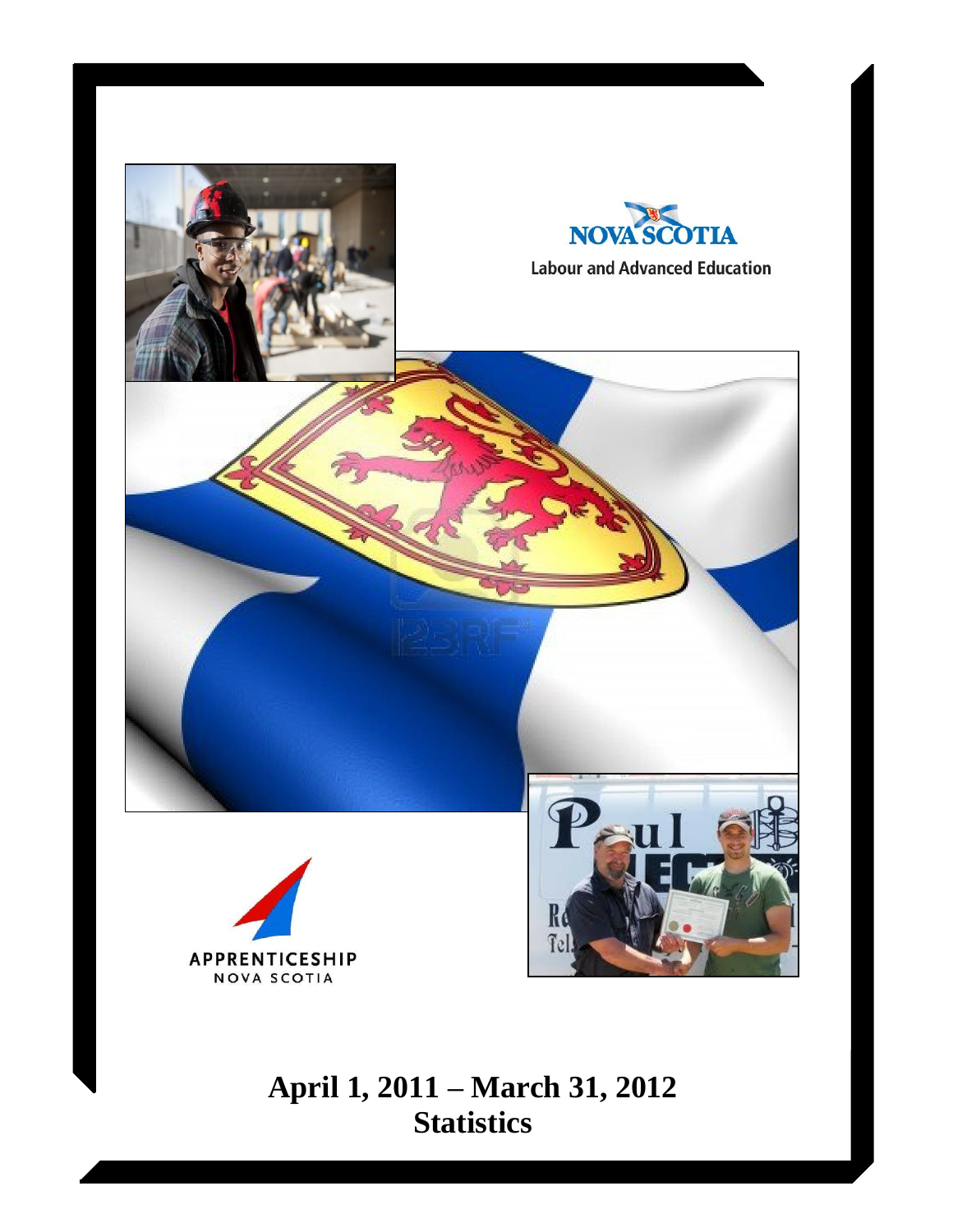Nova Scotia

Labour and Advanced Education

Apprenticeship Nova Scotia

# April 1, 2011 – March 31, 2012 Statistics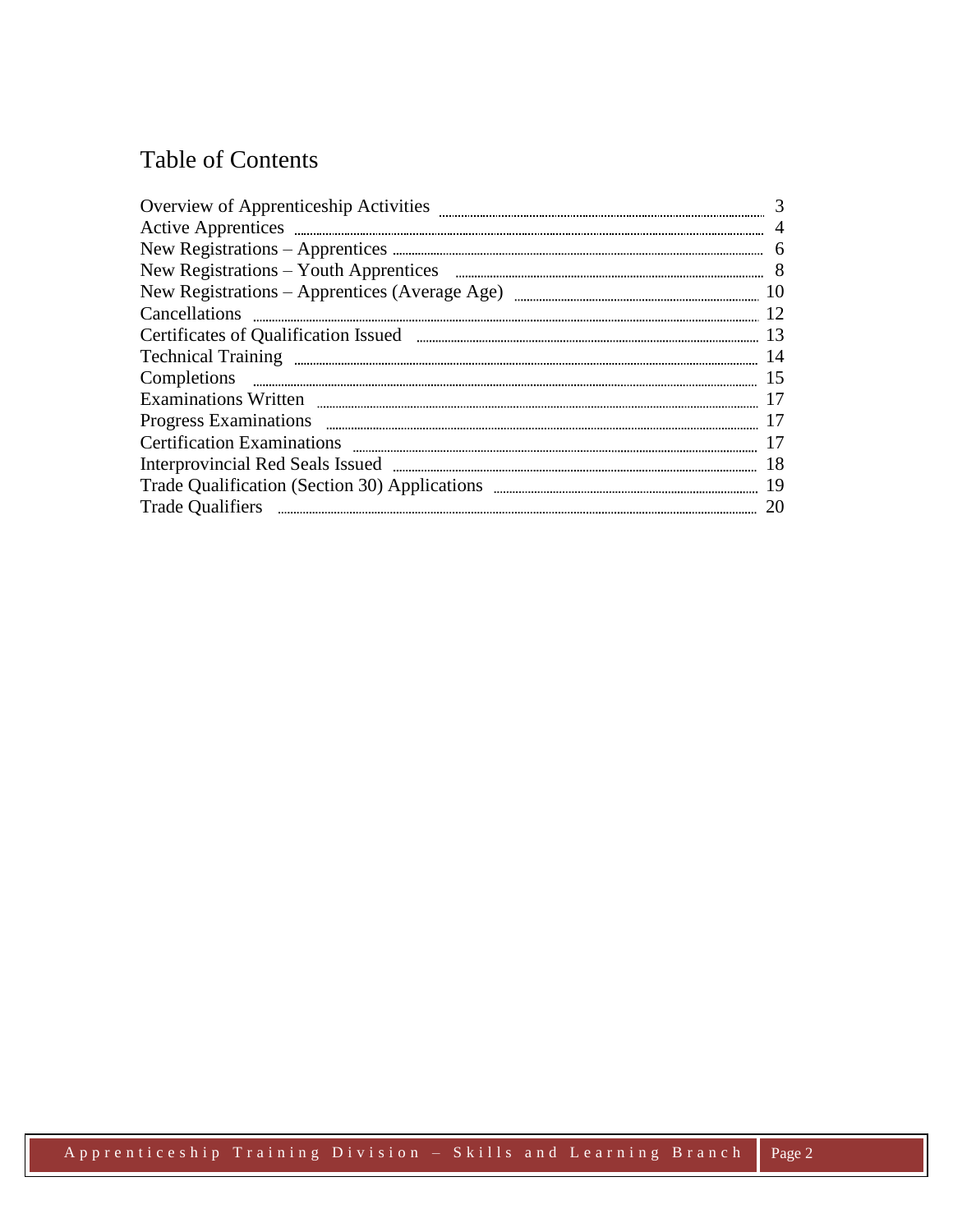# Table of Contents

| | |
|---|---|
| Overview of Apprenticeship Activities | 3 |
| Active Apprentices | 4 |
| New Registrations – Apprentices | 6 |
| New Registrations – Youth Apprentices | 8 |
| New Registrations – Apprentices (Average Age) | 10 |
| Cancellations | 12 |
| Certificates of Qualification Issued | 13 |
| Technical Training | 14 |
| Completions | 15 |
| Examinations Written | 17 |
| Progress Examinations | 17 |
| Certification Examinations | 17 |
| Interprovincial Red Seals Issued | 18 |
| Trade Qualification (Section 30) Applications | 19 |
| Trade Qualifiers | 20 |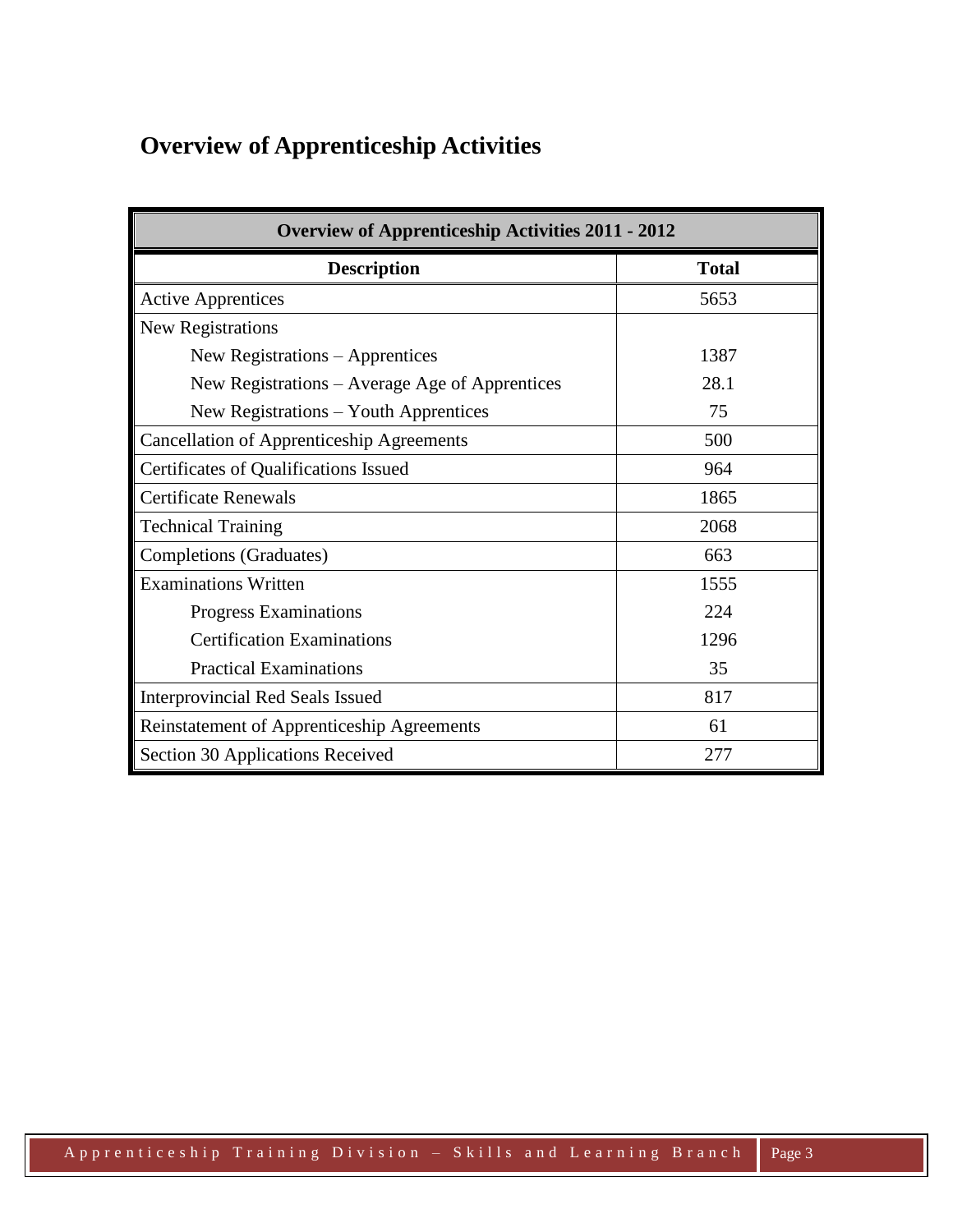# Overview of Apprenticeship Activities

| Overview of Apprenticeship Activities 2011 - 2012 | |
|---|---|
| **Description** | **Total** |
| Active Apprentices | 5653 |
| New Registrations | |
| New Registrations – Apprentices | 1387 |
| New Registrations – Average Age of Apprentices | 28.1 |
| New Registrations – Youth Apprentices | 75 |
| Cancellation of Apprenticeship Agreements | 500 |
| Certificates of Qualifications Issued | 964 |
| Certificate Renewals | 1865 |
| Technical Training | 2068 |
| Completions (Graduates) | 663 |
| Examinations Written | 1555 |
| Progress Examinations | 224 |
| Certification Examinations | 1296 |
| Practical Examinations | 35 |
| Interprovincial Red Seals Issued | 817 |
| Reinstatement of Apprenticeship Agreements | 61 |
| Section 30 Applications Received | 277 |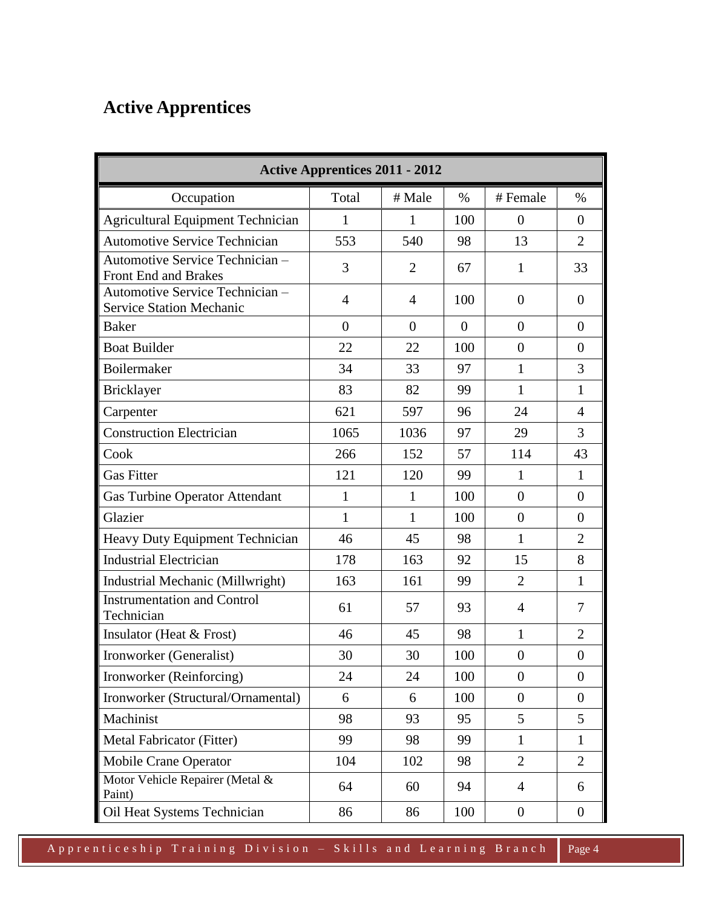# Active Apprentices

| Active Apprentices 2011 - 2012 | | | | | |
|---|---|---|---|---|---|
| Occupation | Total | # Male | % | # Female | % |
| Agricultural Equipment Technician | 1 | 1 | 100 | 0 | 0 |
| Automotive Service Technician | 553 | 540 | 98 | 13 | 2 |
| Automotive Service Technician – Front End and Brakes | 3 | 2 | 67 | 1 | 33 |
| Automotive Service Technician – Service Station Mechanic | 4 | 4 | 100 | 0 | 0 |
| Baker | 0 | 0 | 0 | 0 | 0 |
| Boat Builder | 22 | 22 | 100 | 0 | 0 |
| Boilermaker | 34 | 33 | 97 | 1 | 3 |
| Bricklayer | 83 | 82 | 99 | 1 | 1 |
| Carpenter | 621 | 597 | 96 | 24 | 4 |
| Construction Electrician | 1065 | 1036 | 97 | 29 | 3 |
| Cook | 266 | 152 | 57 | 114 | 43 |
| Gas Fitter | 121 | 120 | 99 | 1 | 1 |
| Gas Turbine Operator Attendant | 1 | 1 | 100 | 0 | 0 |
| Glazier | 1 | 1 | 100 | 0 | 0 |
| Heavy Duty Equipment Technician | 46 | 45 | 98 | 1 | 2 |
| Industrial Electrician | 178 | 163 | 92 | 15 | 8 |
| Industrial Mechanic (Millwright) | 163 | 161 | 99 | 2 | 1 |
| Instrumentation and Control Technician | 61 | 57 | 93 | 4 | 7 |
| Insulator (Heat & Frost) | 46 | 45 | 98 | 1 | 2 |
| Ironworker (Generalist) | 30 | 30 | 100 | 0 | 0 |
| Ironworker (Reinforcing) | 24 | 24 | 100 | 0 | 0 |
| Ironworker (Structural/Ornamental) | 6 | 6 | 100 | 0 | 0 |
| Machinist | 98 | 93 | 95 | 5 | 5 |
| Metal Fabricator (Fitter) | 99 | 98 | 99 | 1 | 1 |
| Mobile Crane Operator | 104 | 102 | 98 | 2 | 2 |
| Motor Vehicle Repairer (Metal & Paint) | 64 | 60 | 94 | 4 | 6 |
| Oil Heat Systems Technician | 86 | 86 | 100 | 0 | 0 |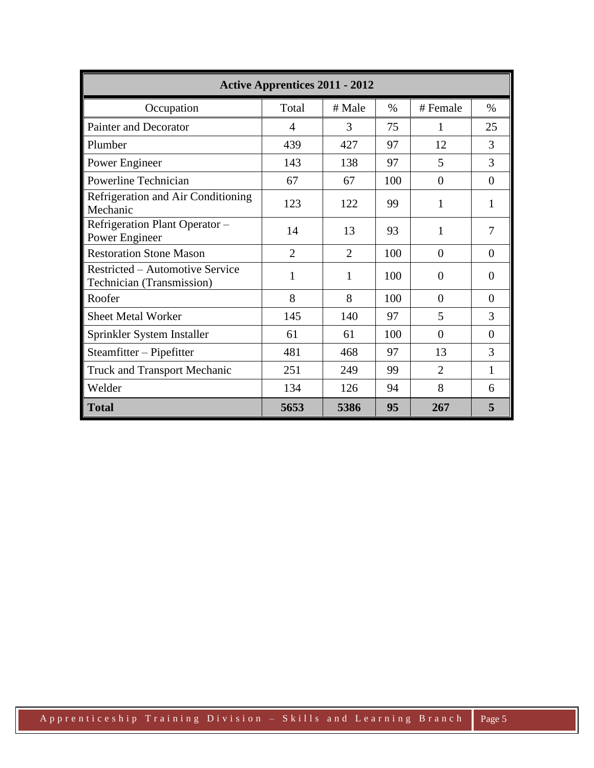| Active Apprentices 2011 - 2012 | | | | | |
|---|---|---|---|---|---|
| Occupation | Total | # Male | % | # Female | % |
| Painter and Decorator | 4 | 3 | 75 | 1 | 25 |
| Plumber | 439 | 427 | 97 | 12 | 3 |
| Power Engineer | 143 | 138 | 97 | 5 | 3 |
| Powerline Technician | 67 | 67 | 100 | 0 | 0 |
| Refrigeration and Air Conditioning Mechanic | 123 | 122 | 99 | 1 | 1 |
| Refrigeration Plant Operator – Power Engineer | 14 | 13 | 93 | 1 | 7 |
| Restoration Stone Mason | 2 | 2 | 100 | 0 | 0 |
| Restricted – Automotive Service Technician (Transmission) | 1 | 1 | 100 | 0 | 0 |
| Roofer | 8 | 8 | 100 | 0 | 0 |
| Sheet Metal Worker | 145 | 140 | 97 | 5 | 3 |
| Sprinkler System Installer | 61 | 61 | 100 | 0 | 0 |
| Steamfitter – Pipefitter | 481 | 468 | 97 | 13 | 3 |
| Truck and Transport Mechanic | 251 | 249 | 99 | 2 | 1 |
| Welder | 134 | 126 | 94 | 8 | 6 |
| **Total** | **5653** | **5386** | **95** | **267** | **5** |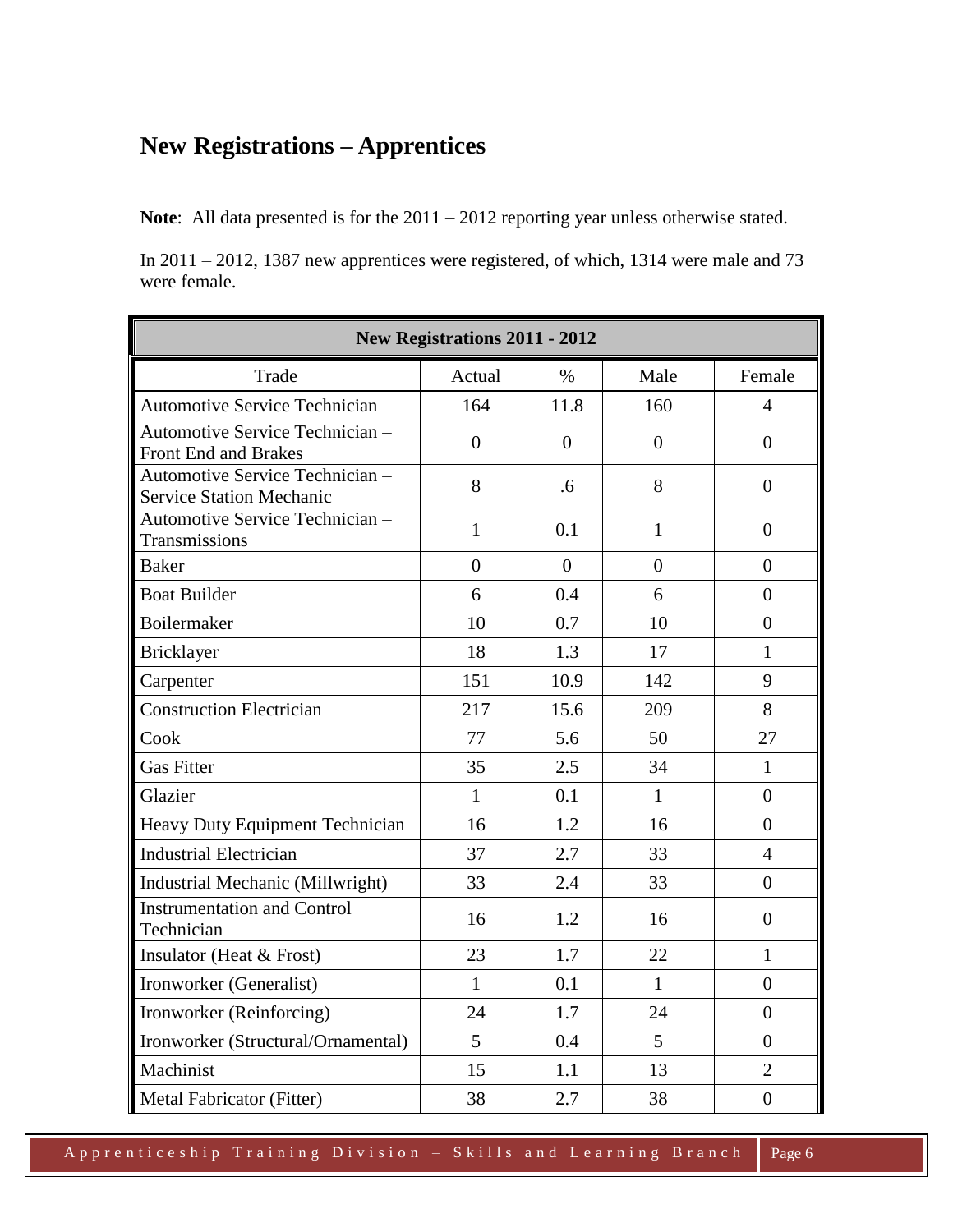## New Registrations – Apprentices

**Note**: All data presented is for the 2011 – 2012 reporting year unless otherwise stated.

In 2011 – 2012, 1387 new apprentices were registered, of which, 1314 were male and 73 were female.

| New Registrations 2011 - 2012 | | | | |
|---|---|---|---|---|
| Trade | Actual | % | Male | Female |
| Automotive Service Technician | 164 | 11.8 | 160 | 4 |
| Automotive Service Technician – Front End and Brakes | 0 | 0 | 0 | 0 |
| Automotive Service Technician – Service Station Mechanic | 8 | .6 | 8 | 0 |
| Automotive Service Technician – Transmissions | 1 | 0.1 | 1 | 0 |
| Baker | 0 | 0 | 0 | 0 |
| Boat Builder | 6 | 0.4 | 6 | 0 |
| Boilermaker | 10 | 0.7 | 10 | 0 |
| Bricklayer | 18 | 1.3 | 17 | 1 |
| Carpenter | 151 | 10.9 | 142 | 9 |
| Construction Electrician | 217 | 15.6 | 209 | 8 |
| Cook | 77 | 5.6 | 50 | 27 |
| Gas Fitter | 35 | 2.5 | 34 | 1 |
| Glazier | 1 | 0.1 | 1 | 0 |
| Heavy Duty Equipment Technician | 16 | 1.2 | 16 | 0 |
| Industrial Electrician | 37 | 2.7 | 33 | 4 |
| Industrial Mechanic (Millwright) | 33 | 2.4 | 33 | 0 |
| Instrumentation and Control Technician | 16 | 1.2 | 16 | 0 |
| Insulator (Heat & Frost) | 23 | 1.7 | 22 | 1 |
| Ironworker (Generalist) | 1 | 0.1 | 1 | 0 |
| Ironworker (Reinforcing) | 24 | 1.7 | 24 | 0 |
| Ironworker (Structural/Ornamental) | 5 | 0.4 | 5 | 0 |
| Machinist | 15 | 1.1 | 13 | 2 |
| Metal Fabricator (Fitter) | 38 | 2.7 | 38 | 0 |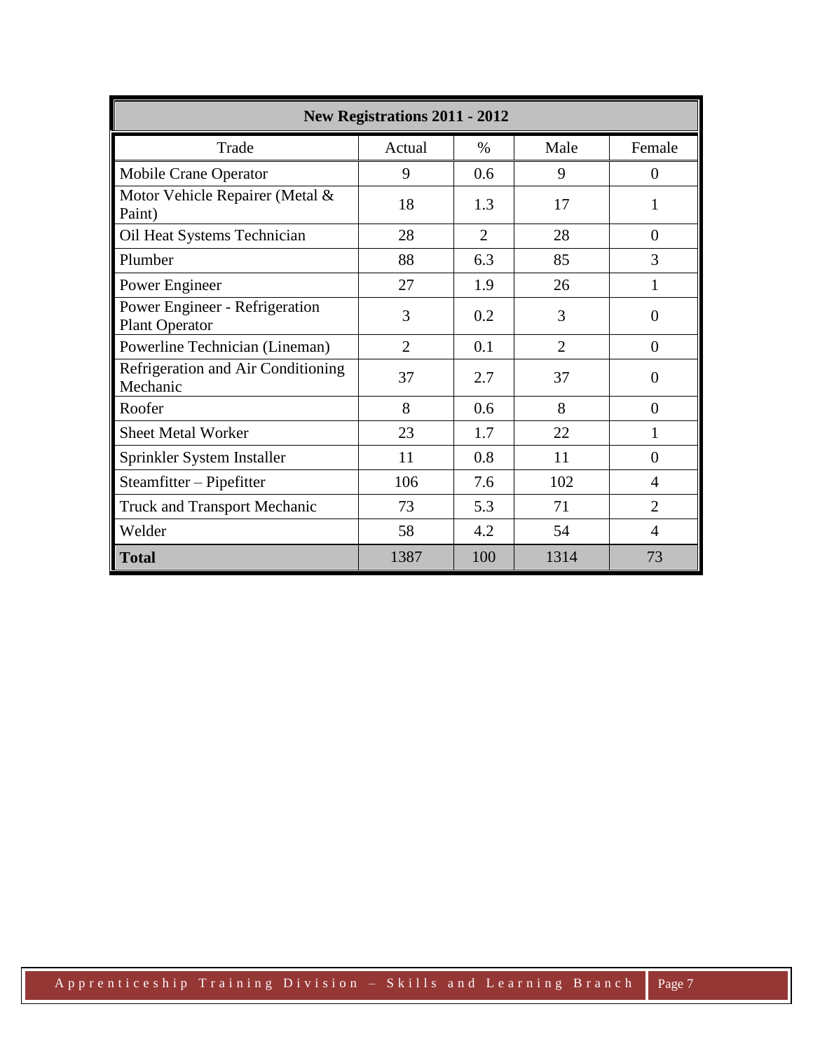| New Registrations 2011 - 2012 | | | | |
|---|---|---|---|---|
| Trade | Actual | % | Male | Female |
| Mobile Crane Operator | 9 | 0.6 | 9 | 0 |
| Motor Vehicle Repairer (Metal & Paint) | 18 | 1.3 | 17 | 1 |
| Oil Heat Systems Technician | 28 | 2 | 28 | 0 |
| Plumber | 88 | 6.3 | 85 | 3 |
| Power Engineer | 27 | 1.9 | 26 | 1 |
| Power Engineer - Refrigeration Plant Operator | 3 | 0.2 | 3 | 0 |
| Powerline Technician (Lineman) | 2 | 0.1 | 2 | 0 |
| Refrigeration and Air Conditioning Mechanic | 37 | 2.7 | 37 | 0 |
| Roofer | 8 | 0.6 | 8 | 0 |
| Sheet Metal Worker | 23 | 1.7 | 22 | 1 |
| Sprinkler System Installer | 11 | 0.8 | 11 | 0 |
| Steamfitter – Pipefitter | 106 | 7.6 | 102 | 4 |
| Truck and Transport Mechanic | 73 | 5.3 | 71 | 2 |
| Welder | 58 | 4.2 | 54 | 4 |
| **Total** | 1387 | 100 | 1314 | 73 |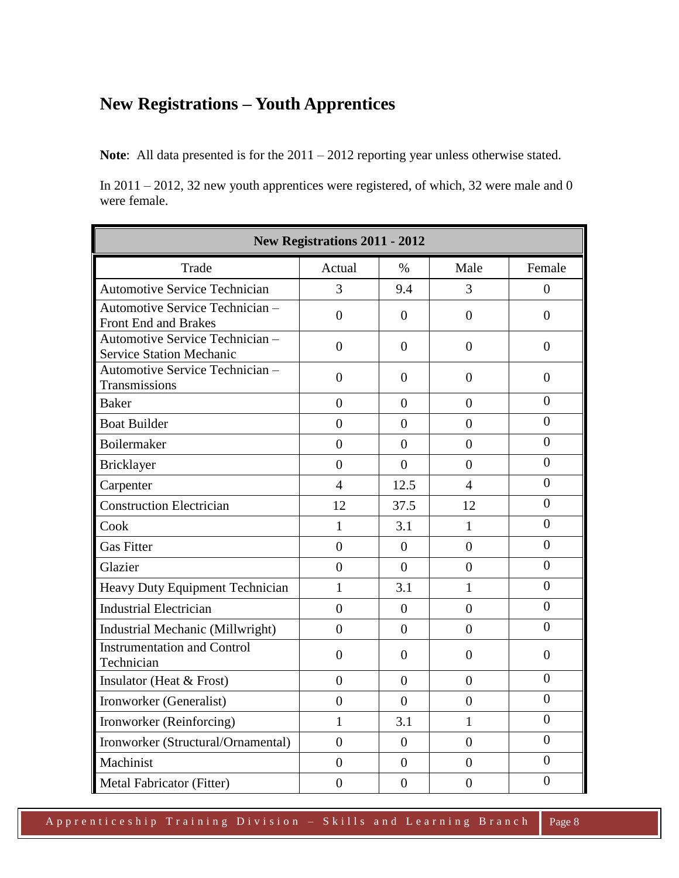## New Registrations – Youth Apprentices

**Note**: All data presented is for the 2011 – 2012 reporting year unless otherwise stated.

In 2011 – 2012, 32 new youth apprentices were registered, of which, 32 were male and 0 were female.

| New Registrations 2011 - 2012 | | | | |
|---|---|---|---|---|
| Trade | Actual | % | Male | Female |
| Automotive Service Technician | 3 | 9.4 | 3 | 0 |
| Automotive Service Technician – Front End and Brakes | 0 | 0 | 0 | 0 |
| Automotive Service Technician – Service Station Mechanic | 0 | 0 | 0 | 0 |
| Automotive Service Technician – Transmissions | 0 | 0 | 0 | 0 |
| Baker | 0 | 0 | 0 | 0 |
| Boat Builder | 0 | 0 | 0 | 0 |
| Boilermaker | 0 | 0 | 0 | 0 |
| Bricklayer | 0 | 0 | 0 | 0 |
| Carpenter | 4 | 12.5 | 4 | 0 |
| Construction Electrician | 12 | 37.5 | 12 | 0 |
| Cook | 1 | 3.1 | 1 | 0 |
| Gas Fitter | 0 | 0 | 0 | 0 |
| Glazier | 0 | 0 | 0 | 0 |
| Heavy Duty Equipment Technician | 1 | 3.1 | 1 | 0 |
| Industrial Electrician | 0 | 0 | 0 | 0 |
| Industrial Mechanic (Millwright) | 0 | 0 | 0 | 0 |
| Instrumentation and Control Technician | 0 | 0 | 0 | 0 |
| Insulator (Heat & Frost) | 0 | 0 | 0 | 0 |
| Ironworker (Generalist) | 0 | 0 | 0 | 0 |
| Ironworker (Reinforcing) | 1 | 3.1 | 1 | 0 |
| Ironworker (Structural/Ornamental) | 0 | 0 | 0 | 0 |
| Machinist | 0 | 0 | 0 | 0 |
| Metal Fabricator (Fitter) | 0 | 0 | 0 | 0 |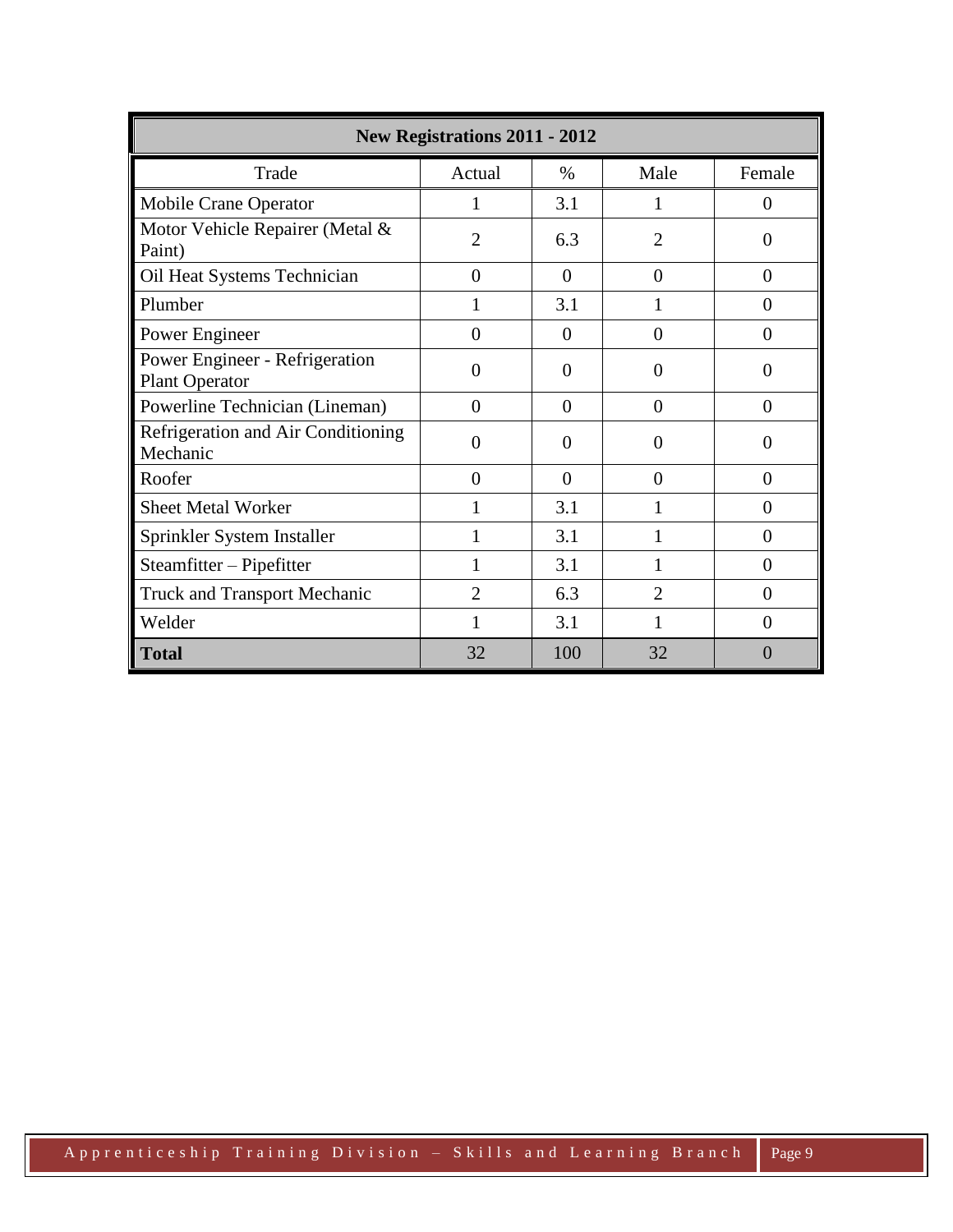| New Registrations 2011 - 2012 | | | | |
|---|---|---|---|---|
| Trade | Actual | % | Male | Female |
| Mobile Crane Operator | 1 | 3.1 | 1 | 0 |
| Motor Vehicle Repairer (Metal & Paint) | 2 | 6.3 | 2 | 0 |
| Oil Heat Systems Technician | 0 | 0 | 0 | 0 |
| Plumber | 1 | 3.1 | 1 | 0 |
| Power Engineer | 0 | 0 | 0 | 0 |
| Power Engineer - Refrigeration Plant Operator | 0 | 0 | 0 | 0 |
| Powerline Technician (Lineman) | 0 | 0 | 0 | 0 |
| Refrigeration and Air Conditioning Mechanic | 0 | 0 | 0 | 0 |
| Roofer | 0 | 0 | 0 | 0 |
| Sheet Metal Worker | 1 | 3.1 | 1 | 0 |
| Sprinkler System Installer | 1 | 3.1 | 1 | 0 |
| Steamfitter – Pipefitter | 1 | 3.1 | 1 | 0 |
| Truck and Transport Mechanic | 2 | 6.3 | 2 | 0 |
| Welder | 1 | 3.1 | 1 | 0 |
| **Total** | 32 | 100 | 32 | 0 |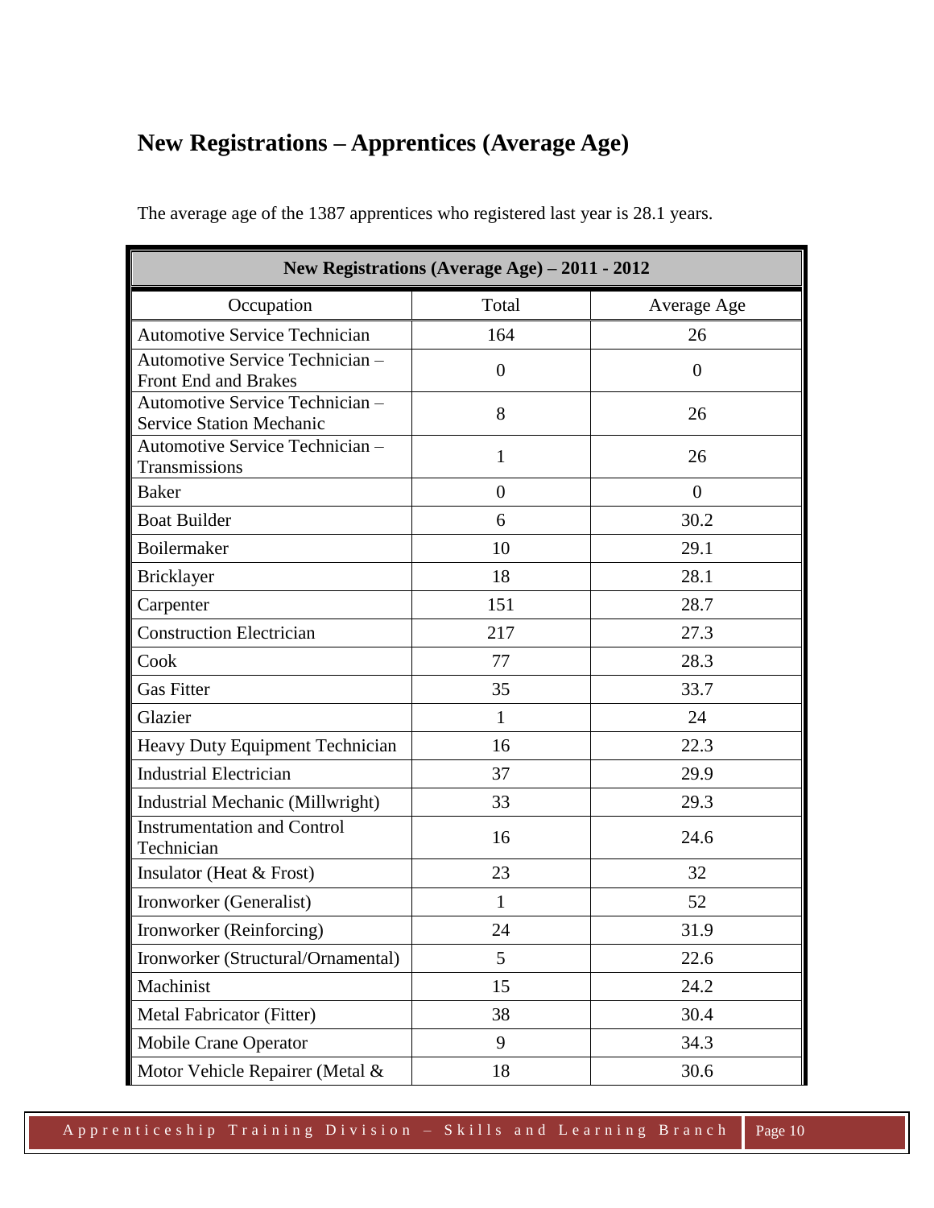## New Registrations – Apprentices (Average Age)

The average age of the 1387 apprentices who registered last year is 28.1 years.

| New Registrations (Average Age) – 2011 - 2012 | | |
|---|---|---|
| Occupation | Total | Average Age |
| Automotive Service Technician | 164 | 26 |
| Automotive Service Technician – Front End and Brakes | 0 | 0 |
| Automotive Service Technician – Service Station Mechanic | 8 | 26 |
| Automotive Service Technician – Transmissions | 1 | 26 |
| Baker | 0 | 0 |
| Boat Builder | 6 | 30.2 |
| Boilermaker | 10 | 29.1 |
| Bricklayer | 18 | 28.1 |
| Carpenter | 151 | 28.7 |
| Construction Electrician | 217 | 27.3 |
| Cook | 77 | 28.3 |
| Gas Fitter | 35 | 33.7 |
| Glazier | 1 | 24 |
| Heavy Duty Equipment Technician | 16 | 22.3 |
| Industrial Electrician | 37 | 29.9 |
| Industrial Mechanic (Millwright) | 33 | 29.3 |
| Instrumentation and Control Technician | 16 | 24.6 |
| Insulator (Heat & Frost) | 23 | 32 |
| Ironworker (Generalist) | 1 | 52 |
| Ironworker (Reinforcing) | 24 | 31.9 |
| Ironworker (Structural/Ornamental) | 5 | 22.6 |
| Machinist | 15 | 24.2 |
| Metal Fabricator (Fitter) | 38 | 30.4 |
| Mobile Crane Operator | 9 | 34.3 |
| Motor Vehicle Repairer (Metal & | 18 | 30.6 |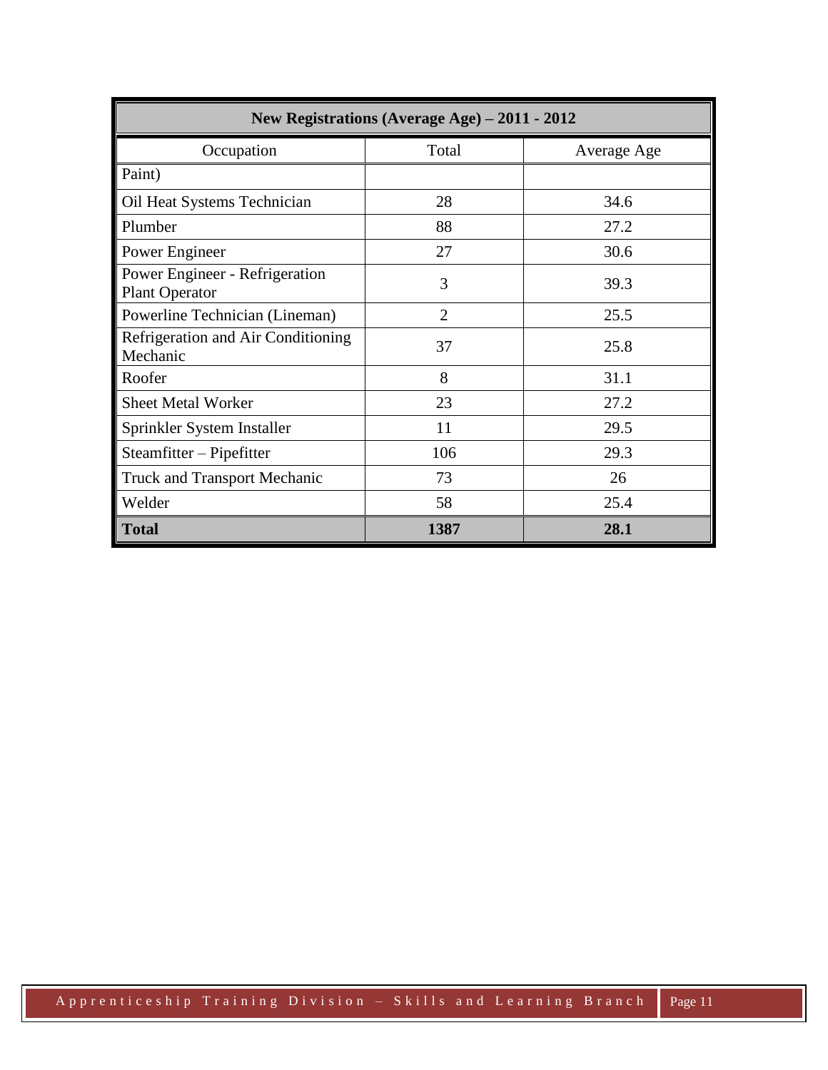| New Registrations (Average Age) – 2011 - 2012 | | |
| --- | --- | --- |
| Occupation | Total | Average Age |
| Paint) | | |
| Oil Heat Systems Technician | 28 | 34.6 |
| Plumber | 88 | 27.2 |
| Power Engineer | 27 | 30.6 |
| Power Engineer - Refrigeration Plant Operator | 3 | 39.3 |
| Powerline Technician (Lineman) | 2 | 25.5 |
| Refrigeration and Air Conditioning Mechanic | 37 | 25.8 |
| Roofer | 8 | 31.1 |
| Sheet Metal Worker | 23 | 27.2 |
| Sprinkler System Installer | 11 | 29.5 |
| Steamfitter – Pipefitter | 106 | 29.3 |
| Truck and Transport Mechanic | 73 | 26 |
| Welder | 58 | 25.4 |
| **Total** | **1387** | **28.1** |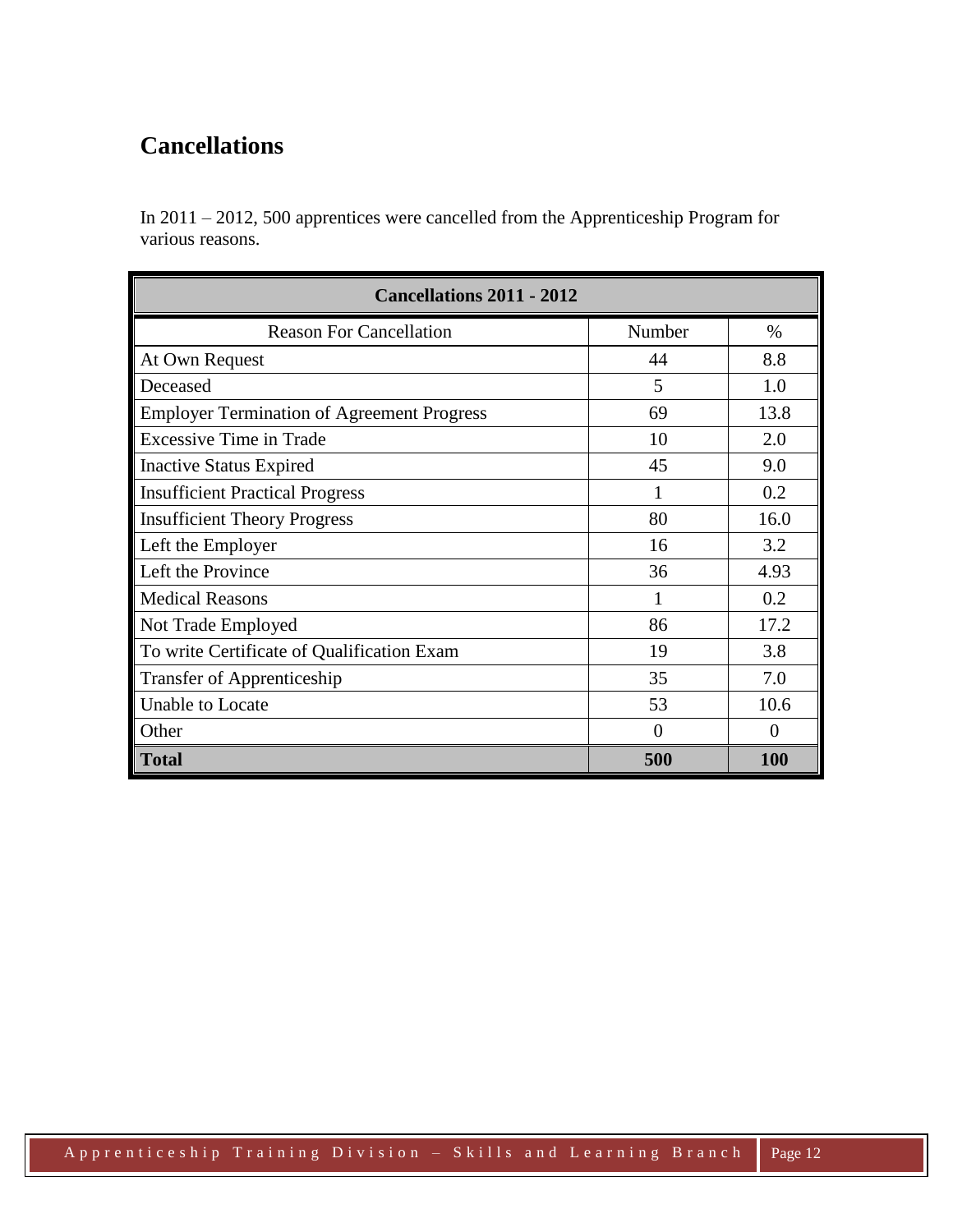## Cancellations

In 2011 – 2012, 500 apprentices were cancelled from the Apprenticeship Program for various reasons.

| Cancellations 2011 - 2012 | | |
|---|---|---|
| Reason For Cancellation | Number | % |
| At Own Request | 44 | 8.8 |
| Deceased | 5 | 1.0 |
| Employer Termination of Agreement Progress | 69 | 13.8 |
| Excessive Time in Trade | 10 | 2.0 |
| Inactive Status Expired | 45 | 9.0 |
| Insufficient Practical Progress | 1 | 0.2 |
| Insufficient Theory Progress | 80 | 16.0 |
| Left the Employer | 16 | 3.2 |
| Left the Province | 36 | 4.93 |
| Medical Reasons | 1 | 0.2 |
| Not Trade Employed | 86 | 17.2 |
| To write Certificate of Qualification Exam | 19 | 3.8 |
| Transfer of Apprenticeship | 35 | 7.0 |
| Unable to Locate | 53 | 10.6 |
| Other | 0 | 0 |
| **Total** | **500** | **100** |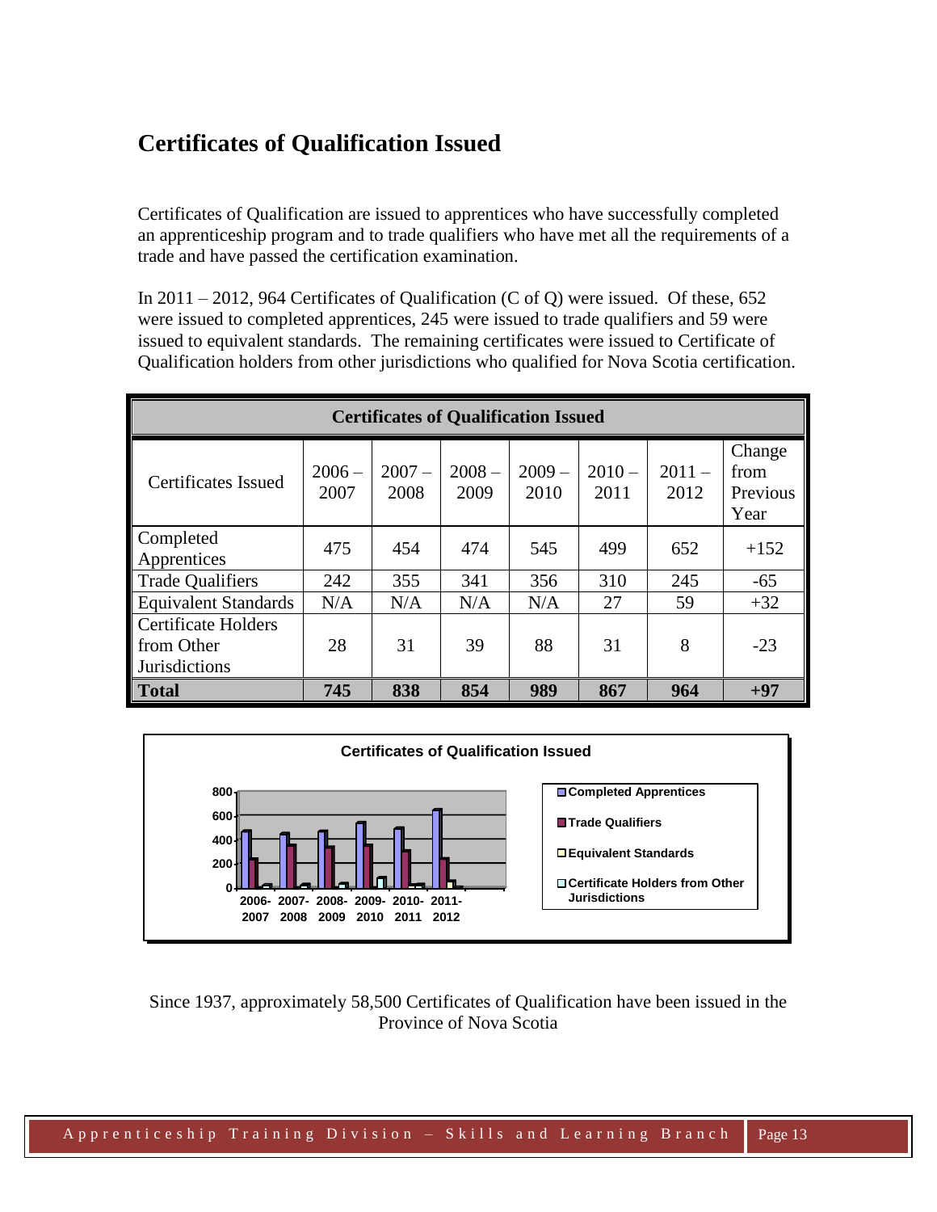## Certificates of Qualification Issued

Certificates of Qualification are issued to apprentices who have successfully completed an apprenticeship program and to trade qualifiers who have met all the requirements of a trade and have passed the certification examination.

In 2011 – 2012, 964 Certificates of Qualification (C of Q) were issued. Of these, 652 were issued to completed apprentices, 245 were issued to trade qualifiers and 59 were issued to equivalent standards. The remaining certificates were issued to Certificate of Qualification holders from other jurisdictions who qualified for Nova Scotia certification.

**Certificates of Qualification Issued**

| Certificates Issued | 2006 – 2007 | 2007 – 2008 | 2008 – 2009 | 2009 – 2010 | 2010 – 2011 | 2011 – 2012 | Change from Previous Year |
|---|---|---|---|---|---|---|---|
| Completed Apprentices | 475 | 454 | 474 | 545 | 499 | 652 | +152 |
| Trade Qualifiers | 242 | 355 | 341 | 356 | 310 | 245 | -65 |
| Equivalent Standards | N/A | N/A | N/A | N/A | 27 | 59 | +32 |
| Certificate Holders from Other Jurisdictions | 28 | 31 | 39 | 88 | 31 | 8 | -23 |
| **Total** | **745** | **838** | **854** | **989** | **867** | **964** | **+97** |

**Certificates of Qualification Issued**

(Chart: Completed Apprentices, Trade Qualifiers, Equivalent Standards, Certificate Holders from Other Jurisdictions; 2006-2007, 2007-2008, 2008-2009, 2009-2010, 2010-2011, 2011-2012)

Since 1937, approximately 58,500 Certificates of Qualification have been issued in the Province of Nova Scotia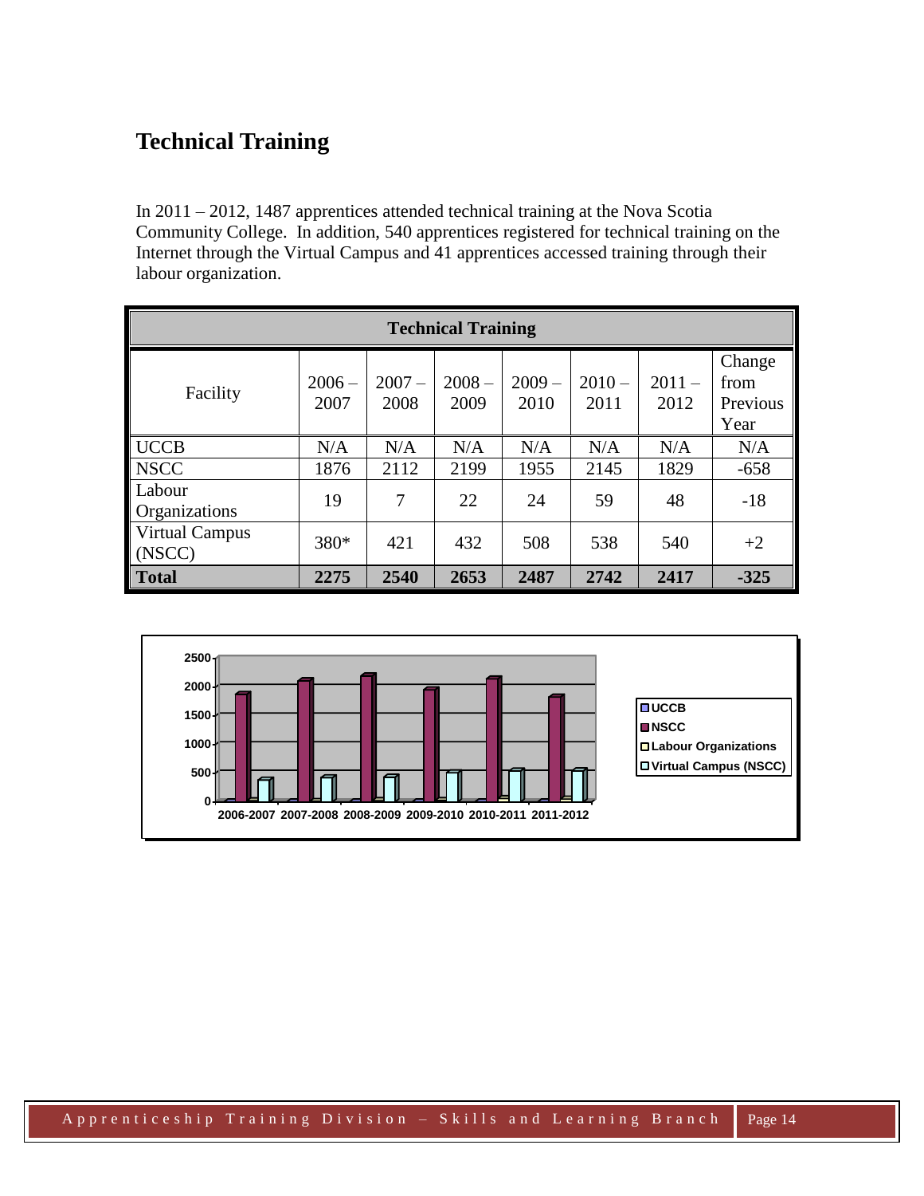## Technical Training

In 2011 – 2012, 1487 apprentices attended technical training at the Nova Scotia Community College. In addition, 540 apprentices registered for technical training on the Internet through the Virtual Campus and 41 apprentices accessed training through their labour organization.

| Technical Training | | | | | | | |
|---|---|---|---|---|---|---|---|
| Facility | 2006 – 2007 | 2007 – 2008 | 2008 – 2009 | 2009 – 2010 | 2010 – 2011 | 2011 – 2012 | Change from Previous Year |
| UCCB | N/A | N/A | N/A | N/A | N/A | N/A | N/A |
| NSCC | 1876 | 2112 | 2199 | 1955 | 2145 | 1829 | -658 |
| Labour Organizations | 19 | 7 | 22 | 24 | 59 | 48 | -18 |
| Virtual Campus (NSCC) | 380* | 421 | 432 | 508 | 538 | 540 | +2 |
| **Total** | **2275** | **2540** | **2653** | **2487** | **2742** | **2417** | **-325** |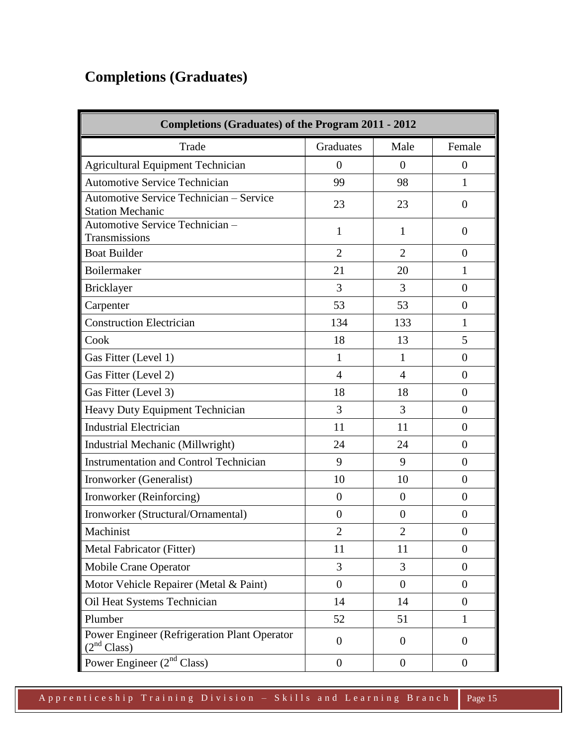## Completions (Graduates)

| Completions (Graduates) of the Program 2011 - 2012 | | | |
|---|---|---|---|
| Trade | Graduates | Male | Female |
| Agricultural Equipment Technician | 0 | 0 | 0 |
| Automotive Service Technician | 99 | 98 | 1 |
| Automotive Service Technician – Service Station Mechanic | 23 | 23 | 0 |
| Automotive Service Technician – Transmissions | 1 | 1 | 0 |
| Boat Builder | 2 | 2 | 0 |
| Boilermaker | 21 | 20 | 1 |
| Bricklayer | 3 | 3 | 0 |
| Carpenter | 53 | 53 | 0 |
| Construction Electrician | 134 | 133 | 1 |
| Cook | 18 | 13 | 5 |
| Gas Fitter (Level 1) | 1 | 1 | 0 |
| Gas Fitter (Level 2) | 4 | 4 | 0 |
| Gas Fitter (Level 3) | 18 | 18 | 0 |
| Heavy Duty Equipment Technician | 3 | 3 | 0 |
| Industrial Electrician | 11 | 11 | 0 |
| Industrial Mechanic (Millwright) | 24 | 24 | 0 |
| Instrumentation and Control Technician | 9 | 9 | 0 |
| Ironworker (Generalist) | 10 | 10 | 0 |
| Ironworker (Reinforcing) | 0 | 0 | 0 |
| Ironworker (Structural/Ornamental) | 0 | 0 | 0 |
| Machinist | 2 | 2 | 0 |
| Metal Fabricator (Fitter) | 11 | 11 | 0 |
| Mobile Crane Operator | 3 | 3 | 0 |
| Motor Vehicle Repairer (Metal & Paint) | 0 | 0 | 0 |
| Oil Heat Systems Technician | 14 | 14 | 0 |
| Plumber | 52 | 51 | 1 |
| Power Engineer (Refrigeration Plant Operator (2nd Class) | 0 | 0 | 0 |
| Power Engineer (2nd Class) | 0 | 0 | 0 |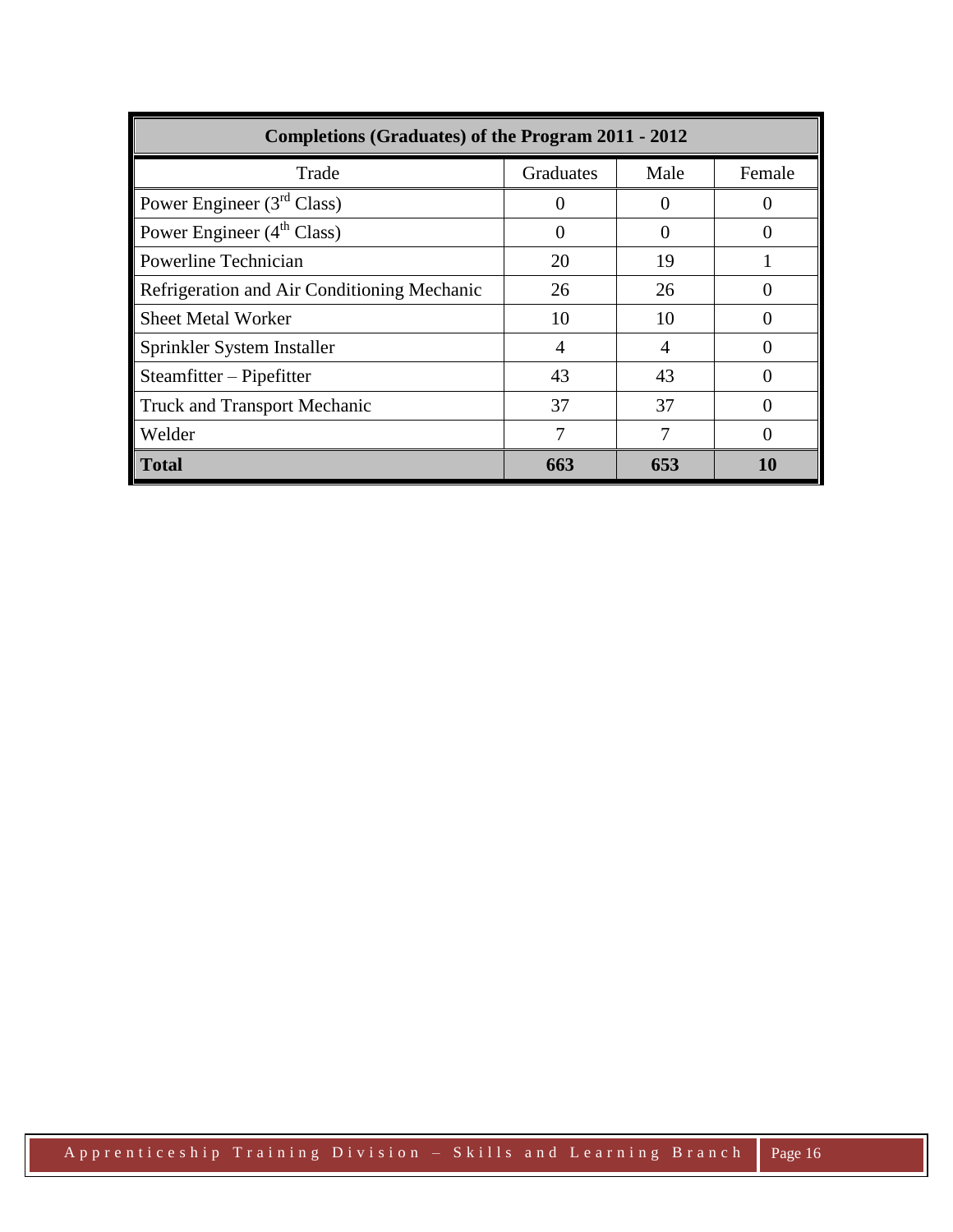| Completions (Graduates) of the Program 2011 - 2012 | | | |
|---|---|---|---|
| Trade | Graduates | Male | Female |
| Power Engineer (3rd Class) | 0 | 0 | 0 |
| Power Engineer (4th Class) | 0 | 0 | 0 |
| Powerline Technician | 20 | 19 | 1 |
| Refrigeration and Air Conditioning Mechanic | 26 | 26 | 0 |
| Sheet Metal Worker | 10 | 10 | 0 |
| Sprinkler System Installer | 4 | 4 | 0 |
| Steamfitter – Pipefitter | 43 | 43 | 0 |
| Truck and Transport Mechanic | 37 | 37 | 0 |
| Welder | 7 | 7 | 0 |
| **Total** | **663** | **653** | **10** |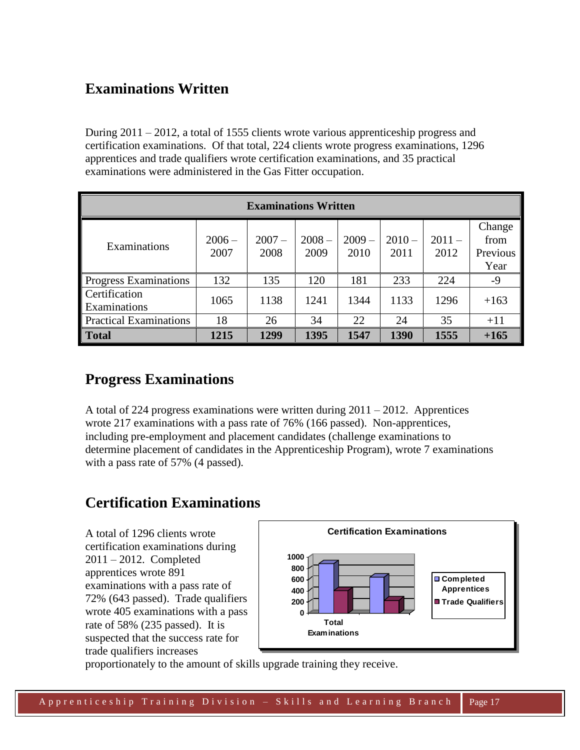## Examinations Written

During 2011 – 2012, a total of 1555 clients wrote various apprenticeship progress and certification examinations. Of that total, 224 clients wrote progress examinations, 1296 apprentices and trade qualifiers wrote certification examinations, and 35 practical examinations were administered in the Gas Fitter occupation.

| Examinations | 2006 – 2007 | 2007 – 2008 | 2008 – 2009 | 2009 – 2010 | 2010 – 2011 | 2011 – 2012 | Change from Previous Year |
|---|---|---|---|---|---|---|---|
| Progress Examinations | 132 | 135 | 120 | 181 | 233 | 224 | -9 |
| Certification Examinations | 1065 | 1138 | 1241 | 1344 | 1133 | 1296 | +163 |
| Practical Examinations | 18 | 26 | 34 | 22 | 24 | 35 | +11 |
| **Total** | **1215** | **1299** | **1395** | **1547** | **1390** | **1555** | **+165** |

## Progress Examinations

A total of 224 progress examinations were written during 2011 – 2012. Apprentices wrote 217 examinations with a pass rate of 76% (166 passed). Non-apprentices, including pre-employment and placement candidates (challenge examinations to determine placement of candidates in the Apprenticeship Program), wrote 7 examinations with a pass rate of 57% (4 passed).

## Certification Examinations

A total of 1296 clients wrote certification examinations during 2011 – 2012. Completed apprentices wrote 891 examinations with a pass rate of 72% (643 passed). Trade qualifiers wrote 405 examinations with a pass rate of 58% (235 passed). It is suspected that the success rate for trade qualifiers increases proportionately to the amount of skills upgrade training they receive.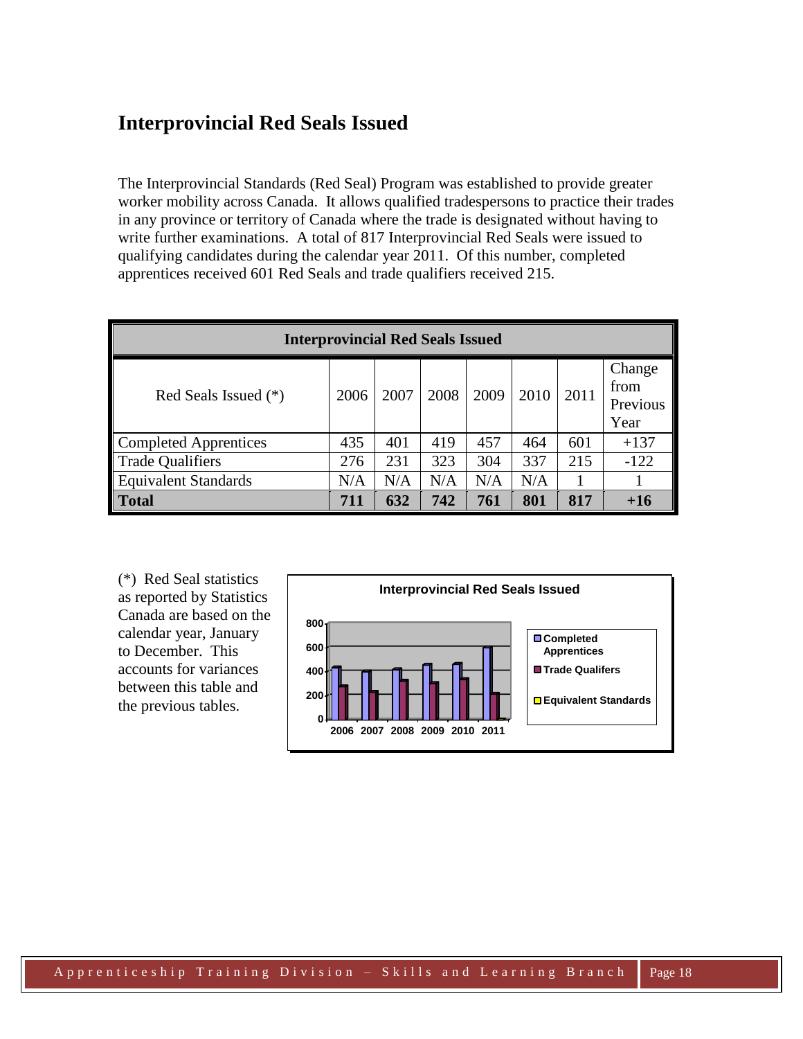## Interprovincial Red Seals Issued

The Interprovincial Standards (Red Seal) Program was established to provide greater worker mobility across Canada. It allows qualified tradespersons to practice their trades in any province or territory of Canada where the trade is designated without having to write further examinations. A total of 817 Interprovincial Red Seals were issued to qualifying candidates during the calendar year 2011. Of this number, completed apprentices received 601 Red Seals and trade qualifiers received 215.

| Interprovincial Red Seals Issued | | | | | | | |
|---|---|---|---|---|---|---|---|
| Red Seals Issued (*) | 2006 | 2007 | 2008 | 2009 | 2010 | 2011 | Change from Previous Year |
| Completed Apprentices | 435 | 401 | 419 | 457 | 464 | 601 | +137 |
| Trade Qualifiers | 276 | 231 | 323 | 304 | 337 | 215 | -122 |
| Equivalent Standards | N/A | N/A | N/A | N/A | N/A | 1 | 1 |
| **Total** | **711** | **632** | **742** | **761** | **801** | **817** | **+16** |

(*) Red Seal statistics as reported by Statistics Canada are based on the calendar year, January to December. This accounts for variances between this table and the previous tables.

**Interprovincial Red Seals Issued**

| Year | Completed Apprentices | Trade Qualifers | Equivalent Standards |
|---|---|---|---|
| 2006 | 435 | 276 | |
| 2007 | 401 | 231 | |
| 2008 | 419 | 323 | |
| 2009 | 457 | 304 | |
| 2010 | 464 | 337 | |
| 2011 | 601 | 215 | 1 |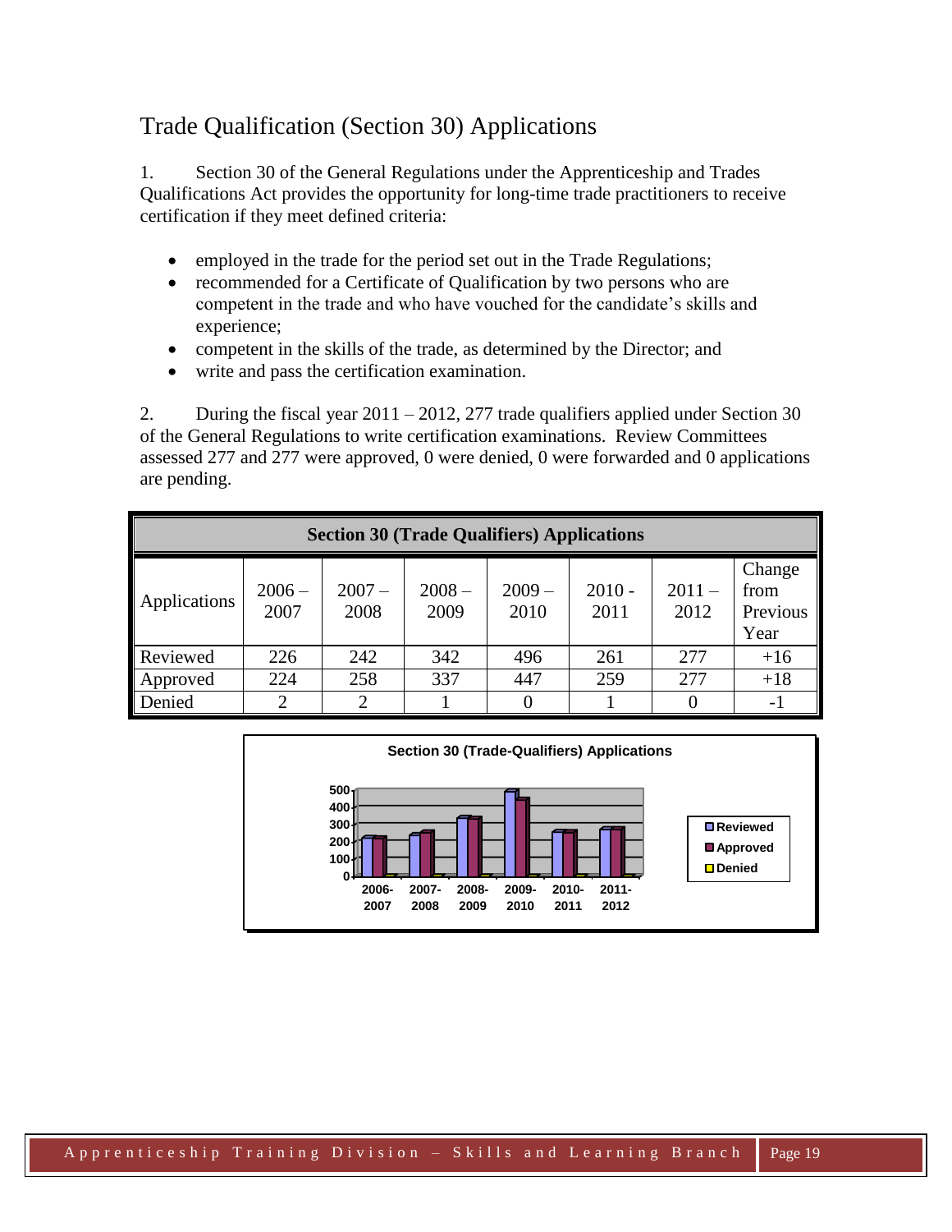## Trade Qualification (Section 30) Applications

1. Section 30 of the General Regulations under the Apprenticeship and Trades Qualifications Act provides the opportunity for long-time trade practitioners to receive certification if they meet defined criteria:

- employed in the trade for the period set out in the Trade Regulations;
- recommended for a Certificate of Qualification by two persons who are competent in the trade and who have vouched for the candidate's skills and experience;
- competent in the skills of the trade, as determined by the Director; and
- write and pass the certification examination.

2. During the fiscal year 2011 – 2012, 277 trade qualifiers applied under Section 30 of the General Regulations to write certification examinations. Review Committees assessed 277 and 277 were approved, 0 were denied, 0 were forwarded and 0 applications are pending.

| Section 30 (Trade Qualifiers) Applications | | | | | | | |
|---|---|---|---|---|---|---|---|
| Applications | 2006 – 2007 | 2007 – 2008 | 2008 – 2009 | 2009 – 2010 | 2010 - 2011 | 2011 – 2012 | Change from Previous Year |
| Reviewed | 226 | 242 | 342 | 496 | 261 | 277 | +16 |
| Approved | 224 | 258 | 337 | 447 | 259 | 277 | +18 |
| Denied | 2 | 2 | 1 | 0 | 1 | 0 | -1 |

**Section 30 (Trade-Qualifiers) Applications**

| | 2006-2007 | 2007-2008 | 2008-2009 | 2009-2010 | 2010-2011 | 2011-2012 |
|---|---|---|---|---|---|---|
| Reviewed | 226 | 242 | 342 | 496 | 261 | 277 |
| Approved | 224 | 258 | 337 | 447 | 259 | 277 |
| Denied | 2 | 2 | 1 | 0 | 1 | 0 |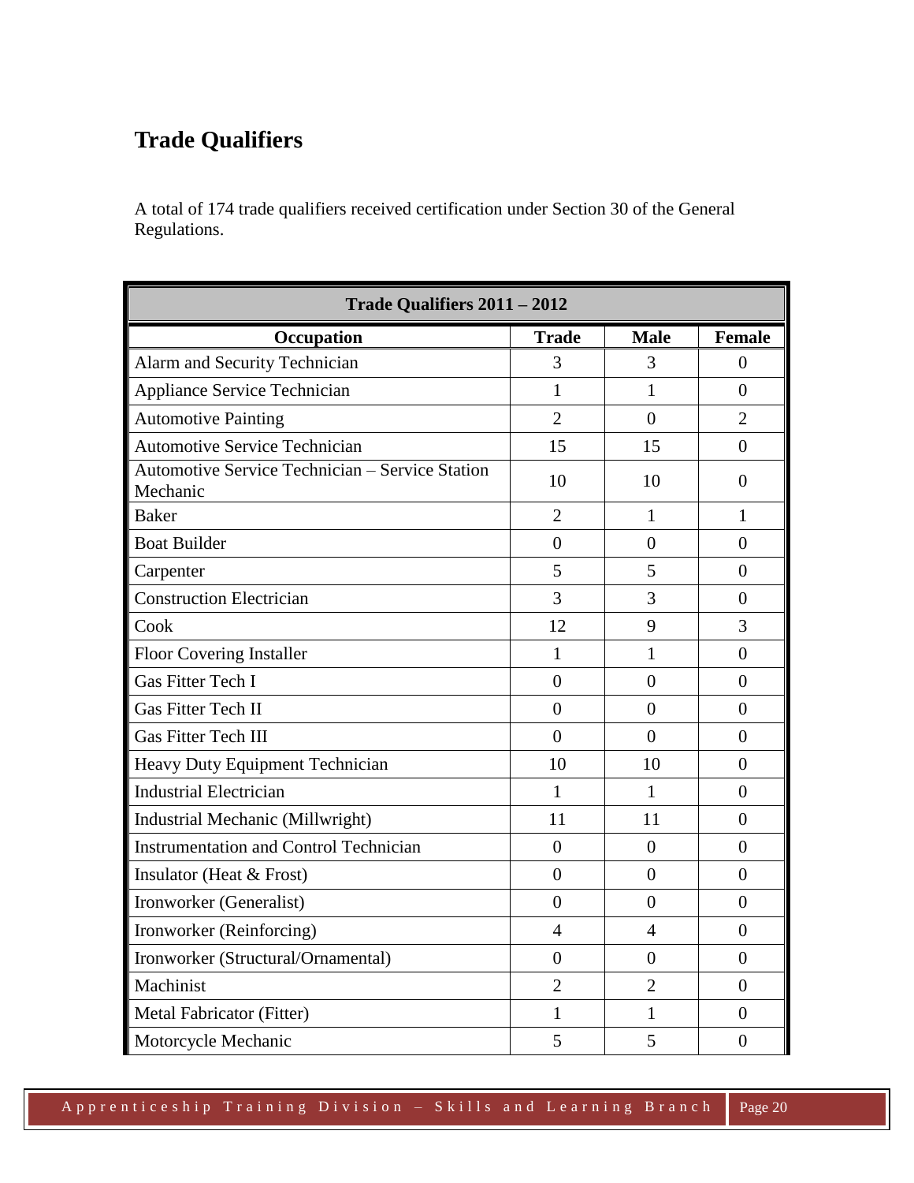## Trade Qualifiers

A total of 174 trade qualifiers received certification under Section 30 of the General Regulations.

| Trade Qualifiers 2011 – 2012 | | | |
|---|---|---|---|
| **Occupation** | **Trade** | **Male** | **Female** |
| Alarm and Security Technician | 3 | 3 | 0 |
| Appliance Service Technician | 1 | 1 | 0 |
| Automotive Painting | 2 | 0 | 2 |
| Automotive Service Technician | 15 | 15 | 0 |
| Automotive Service Technician – Service Station Mechanic | 10 | 10 | 0 |
| Baker | 2 | 1 | 1 |
| Boat Builder | 0 | 0 | 0 |
| Carpenter | 5 | 5 | 0 |
| Construction Electrician | 3 | 3 | 0 |
| Cook | 12 | 9 | 3 |
| Floor Covering Installer | 1 | 1 | 0 |
| Gas Fitter Tech I | 0 | 0 | 0 |
| Gas Fitter Tech II | 0 | 0 | 0 |
| Gas Fitter Tech III | 0 | 0 | 0 |
| Heavy Duty Equipment Technician | 10 | 10 | 0 |
| Industrial Electrician | 1 | 1 | 0 |
| Industrial Mechanic (Millwright) | 11 | 11 | 0 |
| Instrumentation and Control Technician | 0 | 0 | 0 |
| Insulator (Heat & Frost) | 0 | 0 | 0 |
| Ironworker (Generalist) | 0 | 0 | 0 |
| Ironworker (Reinforcing) | 4 | 4 | 0 |
| Ironworker (Structural/Ornamental) | 0 | 0 | 0 |
| Machinist | 2 | 2 | 0 |
| Metal Fabricator (Fitter) | 1 | 1 | 0 |
| Motorcycle Mechanic | 5 | 5 | 0 |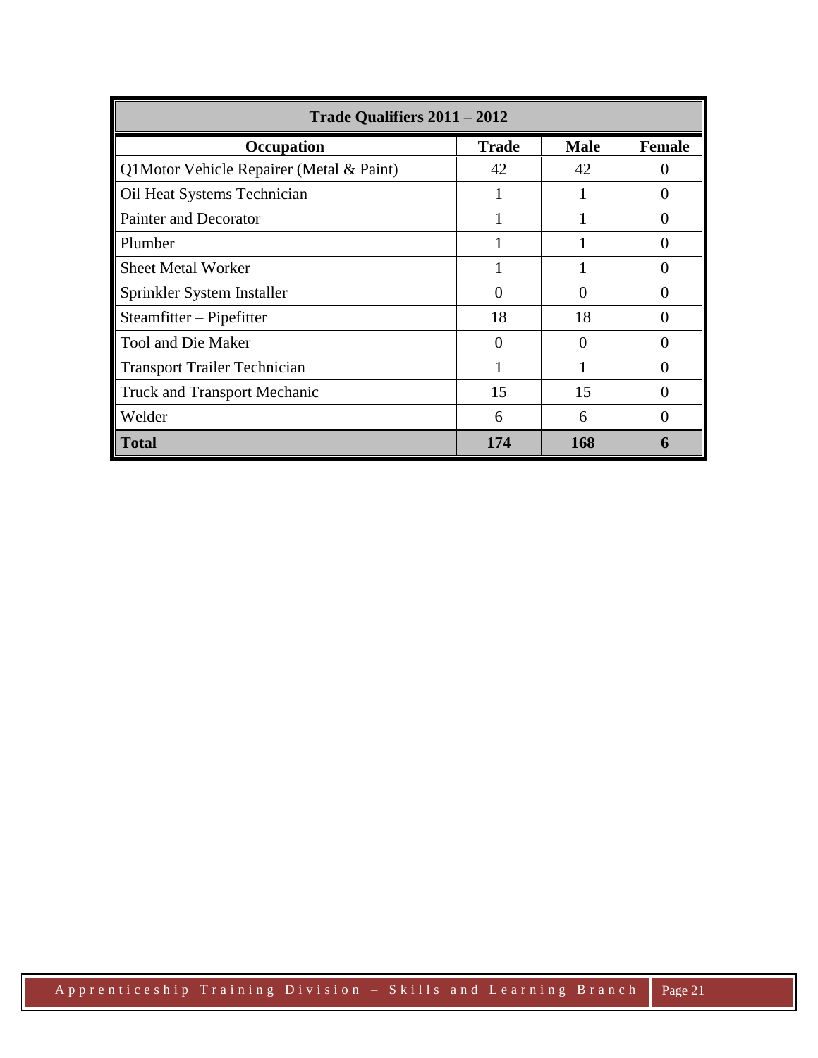| Trade Qualifiers 2011 – 2012 | | | |
|---|---|---|---|
| **Occupation** | **Trade** | **Male** | **Female** |
| Q1Motor Vehicle Repairer (Metal & Paint) | 42 | 42 | 0 |
| Oil Heat Systems Technician | 1 | 1 | 0 |
| Painter and Decorator | 1 | 1 | 0 |
| Plumber | 1 | 1 | 0 |
| Sheet Metal Worker | 1 | 1 | 0 |
| Sprinkler System Installer | 0 | 0 | 0 |
| Steamfitter – Pipefitter | 18 | 18 | 0 |
| Tool and Die Maker | 0 | 0 | 0 |
| Transport Trailer Technician | 1 | 1 | 0 |
| Truck and Transport Mechanic | 15 | 15 | 0 |
| Welder | 6 | 6 | 0 |
| **Total** | **174** | **168** | **6** |